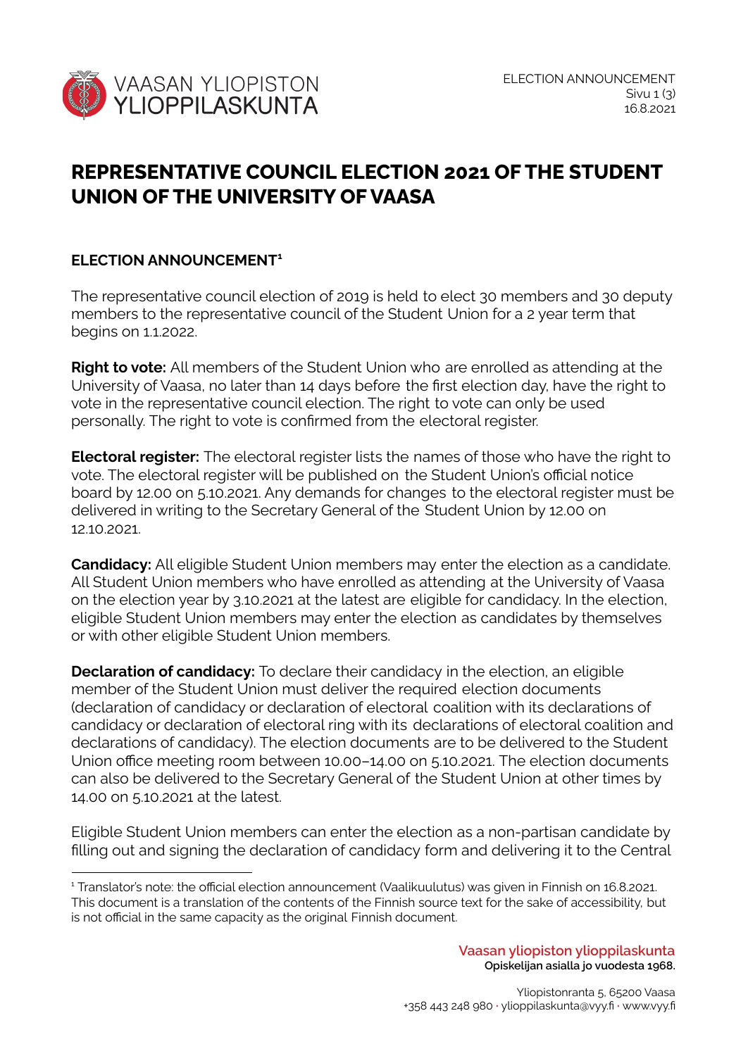# REPRESENTATIVE COUNCIL ELECTION 2021 OF THE STUDENT UNION OF THE UNIVERSITY OF VAASA

## ELECTION ANNOUNCEMENT[1]

The representative council election of 2019 is held to elect 30 members and 30 deputy members to the representative council of the Student Union for a 2 year term that begins on 1.1.2022.

**Right to vote:** All members of the Student Union who are enrolled as attending at the University of Vaasa, no later than 14 days before the first election day, have the right to vote in the representative council election. The right to vote can only be used personally. The right to vote is confirmed from the electoral register.

**Electoral register:** The electoral register lists the names of those who have the right to vote. The electoral register will be published on the Student Union's official notice board by 12.00 on 5.10.2021. Any demands for changes to the electoral register must be delivered in writing to the Secretary General of the Student Union by 12.00 on 12.10.2021.

**Candidacy:** All eligible Student Union members may enter the election as a candidate. All Student Union members who have enrolled as attending at the University of Vaasa on the election year by 3.10.2021 at the latest are eligible for candidacy. In the election, eligible Student Union members may enter the election as candidates by themselves or with other eligible Student Union members.

**Declaration of candidacy:** To declare their candidacy in the election, an eligible member of the Student Union must deliver the required election documents (declaration of candidacy or declaration of electoral coalition with its declarations of candidacy or declaration of electoral ring with its declarations of electoral coalition and declarations of candidacy). The election documents are to be delivered to the Student Union office meeting room between 10.00–14.00 on 5.10.2021. The election documents can also be delivered to the Secretary General of the Student Union at other times by 14.00 on 5.10.2021 at the latest.

Eligible Student Union members can enter the election as a non-partisan candidate by filling out and signing the declaration of candidacy form and delivering it to the Central

[1] Translator's note: the official election announcement (Vaalikuulutus) was given in Finnish on 16.8.2021. This document is a translation of the contents of the Finnish source text for the sake of accessibility, but is not official in the same capacity as the original Finnish document.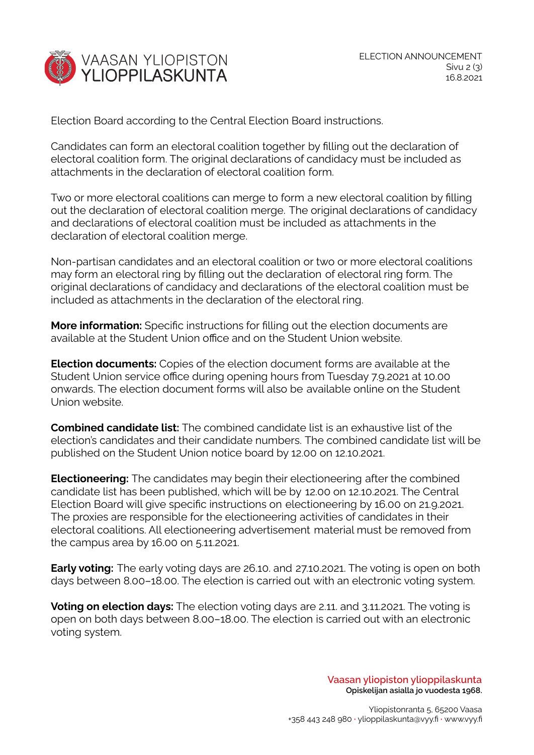Election Board according to the Central Election Board instructions.

Candidates can form an electoral coalition together by filling out the declaration of electoral coalition form. The original declarations of candidacy must be included as attachments in the declaration of electoral coalition form.

Two or more electoral coalitions can merge to form a new electoral coalition by filling out the declaration of electoral coalition merge. The original declarations of candidacy and declarations of electoral coalition must be included as attachments in the declaration of electoral coalition merge.

Non-partisan candidates and an electoral coalition or two or more electoral coalitions may form an electoral ring by filling out the declaration of electoral ring form. The original declarations of candidacy and declarations of the electoral coalition must be included as attachments in the declaration of the electoral ring.

**More information:** Specific instructions for filling out the election documents are available at the Student Union office and on the Student Union website.

**Election documents:** Copies of the election document forms are available at the Student Union service office during opening hours from Tuesday 7.9.2021 at 10.00 onwards. The election document forms will also be available online on the Student Union website.

**Combined candidate list:** The combined candidate list is an exhaustive list of the election's candidates and their candidate numbers. The combined candidate list will be published on the Student Union notice board by 12.00 on 12.10.2021.

**Electioneering:** The candidates may begin their electioneering after the combined candidate list has been published, which will be by 12.00 on 12.10.2021. The Central Election Board will give specific instructions on electioneering by 16.00 on 21.9.2021. The proxies are responsible for the electioneering activities of candidates in their electoral coalitions. All electioneering advertisement material must be removed from the campus area by 16.00 on 5.11.2021.

**Early voting:** The early voting days are 26.10. and 27.10.2021. The voting is open on both days between 8.00–18.00. The election is carried out with an electronic voting system.

**Voting on election days:** The election voting days are 2.11. and 3.11.2021. The voting is open on both days between 8.00–18.00. The election is carried out with an electronic voting system.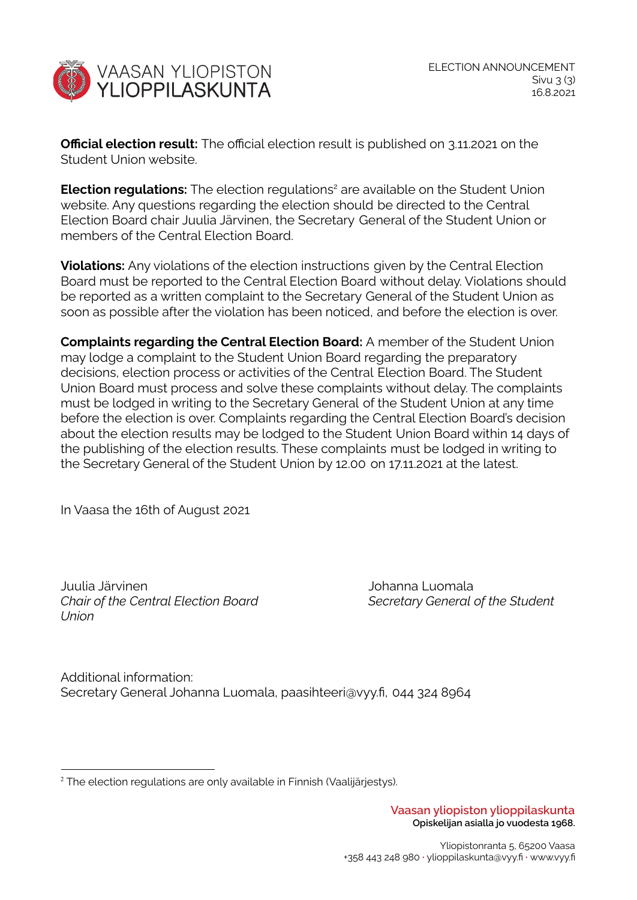**Official election result:** The official election result is published on 3.11.2021 on the Student Union website.

**Election regulations:** The election regulations[2] are available on the Student Union website. Any questions regarding the election should be directed to the Central Election Board chair Juulia Järvinen, the Secretary General of the Student Union or members of the Central Election Board.

**Violations:** Any violations of the election instructions given by the Central Election Board must be reported to the Central Election Board without delay. Violations should be reported as a written complaint to the Secretary General of the Student Union as soon as possible after the violation has been noticed, and before the election is over.

**Complaints regarding the Central Election Board:** A member of the Student Union may lodge a complaint to the Student Union Board regarding the preparatory decisions, election process or activities of the Central Election Board. The Student Union Board must process and solve these complaints without delay. The complaints must be lodged in writing to the Secretary General of the Student Union at any time before the election is over. Complaints regarding the Central Election Board's decision about the election results may be lodged to the Student Union Board within 14 days of the publishing of the election results. These complaints must be lodged in writing to the Secretary General of the Student Union by 12.00 on 17.11.2021 at the latest.

In Vaasa the 16th of August 2021

Juulia Järvinen
*Chair of the Central Election Board*

Johanna Luomala
*Secretary General of the Student Union*

Additional information:
Secretary General Johanna Luomala, paasihteeri@vyy.fi, 044 324 8964

[2] The election regulations are only available in Finnish (Vaalijärjestys).

**Vaasan yliopiston ylioppilaskunta**
**Opiskelijan asialla jo vuodesta 1968.**

Yliopistonranta 5, 65200 Vaasa
+358 443 248 980 · ylioppilaskunta@vyy.fi · www.vyy.fi